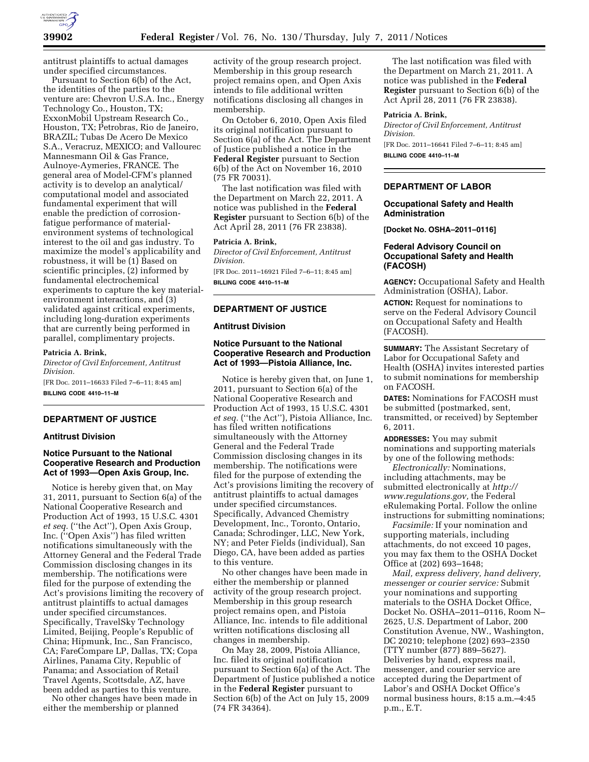antitrust plaintiffs to actual damages under specified circumstances.

Pursuant to Section 6(b) of the Act, the identities of the parties to the venture are: Chevron U.S.A. Inc., Energy Technology Co., Houston, TX; ExxonMobil Upstream Research Co., Houston, TX; Petrobras, Rio de Janeiro, BRAZIL; Tubas De Acero De Mexico S.A., Veracruz, MEXICO; and Vallourec Mannesmann Oil & Gas France, Aulnoye-Aymeries, FRANCE. The general area of Model-CFM's planned activity is to develop an analytical/computational model and associated fundamental experiment that will enable the prediction of corrosion-fatigue performance of material-environment systems of technological interest to the oil and gas industry. To maximize the model's applicability and robustness, it will be (1) Based on scientific principles, (2) informed by fundamental electrochemical experiments to capture the key material-environment interactions, and (3) validated against critical experiments, including long-duration experiments that are currently being performed in parallel, complimentary projects.

**Patricia A. Brink,**

*Director of Civil Enforcement, Antitrust Division.*

[FR Doc. 2011–16633 Filed 7–6–11; 8:45 am]

**BILLING CODE 4410–11–M**

## DEPARTMENT OF JUSTICE

### Antitrust Division

### Notice Pursuant to the National Cooperative Research and Production Act of 1993—Open Axis Group, Inc.

Notice is hereby given that, on May 31, 2011, pursuant to Section 6(a) of the National Cooperative Research and Production Act of 1993, 15 U.S.C. 4301 *et seq.* (''the Act''), Open Axis Group, Inc. (''Open Axis'') has filed written notifications simultaneously with the Attorney General and the Federal Trade Commission disclosing changes in its membership. The notifications were filed for the purpose of extending the Act's provisions limiting the recovery of antitrust plaintiffs to actual damages under specified circumstances. Specifically, TravelSky Technology Limited, Beijing, People's Republic of China; Hipmunk, Inc., San Francisco, CA; FareCompare LP, Dallas, TX; Copa Airlines, Panama City, Republic of Panama; and Association of Retail Travel Agents, Scottsdale, AZ, have been added as parties to this venture.

No other changes have been made in either the membership or planned activity of the group research project. Membership in this group research project remains open, and Open Axis intends to file additional written notifications disclosing all changes in membership.

On October 6, 2010, Open Axis filed its original notification pursuant to Section 6(a) of the Act. The Department of Justice published a notice in the **Federal Register** pursuant to Section 6(b) of the Act on November 16, 2010 (75 FR 70031).

The last notification was filed with the Department on March 22, 2011. A notice was published in the **Federal Register** pursuant to Section 6(b) of the Act April 28, 2011 (76 FR 23838).

**Patricia A. Brink,**

*Director of Civil Enforcement, Antitrust Division.*

[FR Doc. 2011–16921 Filed 7–6–11; 8:45 am]

**BILLING CODE 4410–11–M**

## DEPARTMENT OF JUSTICE

### Antitrust Division

### Notice Pursuant to the National Cooperative Research and Production Act of 1993—Pistoia Alliance, Inc.

Notice is hereby given that, on June 1, 2011, pursuant to Section 6(a) of the National Cooperative Research and Production Act of 1993, 15 U.S.C. 4301 *et seq.* (''the Act''), Pistoia Alliance, Inc. has filed written notifications simultaneously with the Attorney General and the Federal Trade Commission disclosing changes in its membership. The notifications were filed for the purpose of extending the Act's provisions limiting the recovery of antitrust plaintiffs to actual damages under specified circumstances. Specifically, Advanced Chemistry Development, Inc., Toronto, Ontario, Canada; Schrodinger, LLC, New York, NY; and Peter Fields (individual), San Diego, CA, have been added as parties to this venture.

No other changes have been made in either the membership or planned activity of the group research project. Membership in this group research project remains open, and Pistoia Alliance, Inc. intends to file additional written notifications disclosing all changes in membership.

On May 28, 2009, Pistoia Alliance, Inc. filed its original notification pursuant to Section 6(a) of the Act. The Department of Justice published a notice in the **Federal Register** pursuant to Section 6(b) of the Act on July 15, 2009 (74 FR 34364).

The last notification was filed with the Department on March 21, 2011. A notice was published in the **Federal Register** pursuant to Section 6(b) of the Act April 28, 2011 (76 FR 23838).

**Patricia A. Brink,**

*Director of Civil Enforcement, Antitrust Division.*

[FR Doc. 2011–16641 Filed 7–6–11; 8:45 am]

**BILLING CODE 4410–11–M**

## DEPARTMENT OF LABOR

### Occupational Safety and Health Administration

**[Docket No. OSHA–2011–0116]**

### Federal Advisory Council on Occupational Safety and Health (FACOSH)

**AGENCY:** Occupational Safety and Health Administration (OSHA), Labor.

**ACTION:** Request for nominations to serve on the Federal Advisory Council on Occupational Safety and Health (FACOSH).

**SUMMARY:** The Assistant Secretary of Labor for Occupational Safety and Health (OSHA) invites interested parties to submit nominations for membership on FACOSH.

**DATES:** Nominations for FACOSH must be submitted (postmarked, sent, transmitted, or received) by September 6, 2011.

**ADDRESSES:** You may submit nominations and supporting materials by one of the following methods:

*Electronically:* Nominations, including attachments, may be submitted electronically at *http://www.regulations.gov,* the Federal eRulemaking Portal. Follow the online instructions for submitting nominations;

*Facsimile:* If your nomination and supporting materials, including attachments, do not exceed 10 pages, you may fax them to the OSHA Docket Office at (202) 693–1648;

*Mail, express delivery, hand delivery, messenger or courier service:* Submit your nominations and supporting materials to the OSHA Docket Office, Docket No. OSHA–2011–0116, Room N–2625, U.S. Department of Labor, 200 Constitution Avenue, NW., Washington, DC 20210; telephone (202) 693–2350 (TTY number (877) 889–5627). Deliveries by hand, express mail, messenger, and courier service are accepted during the Department of Labor's and OSHA Docket Office's normal business hours, 8:15 a.m.–4:45 p.m., E.T.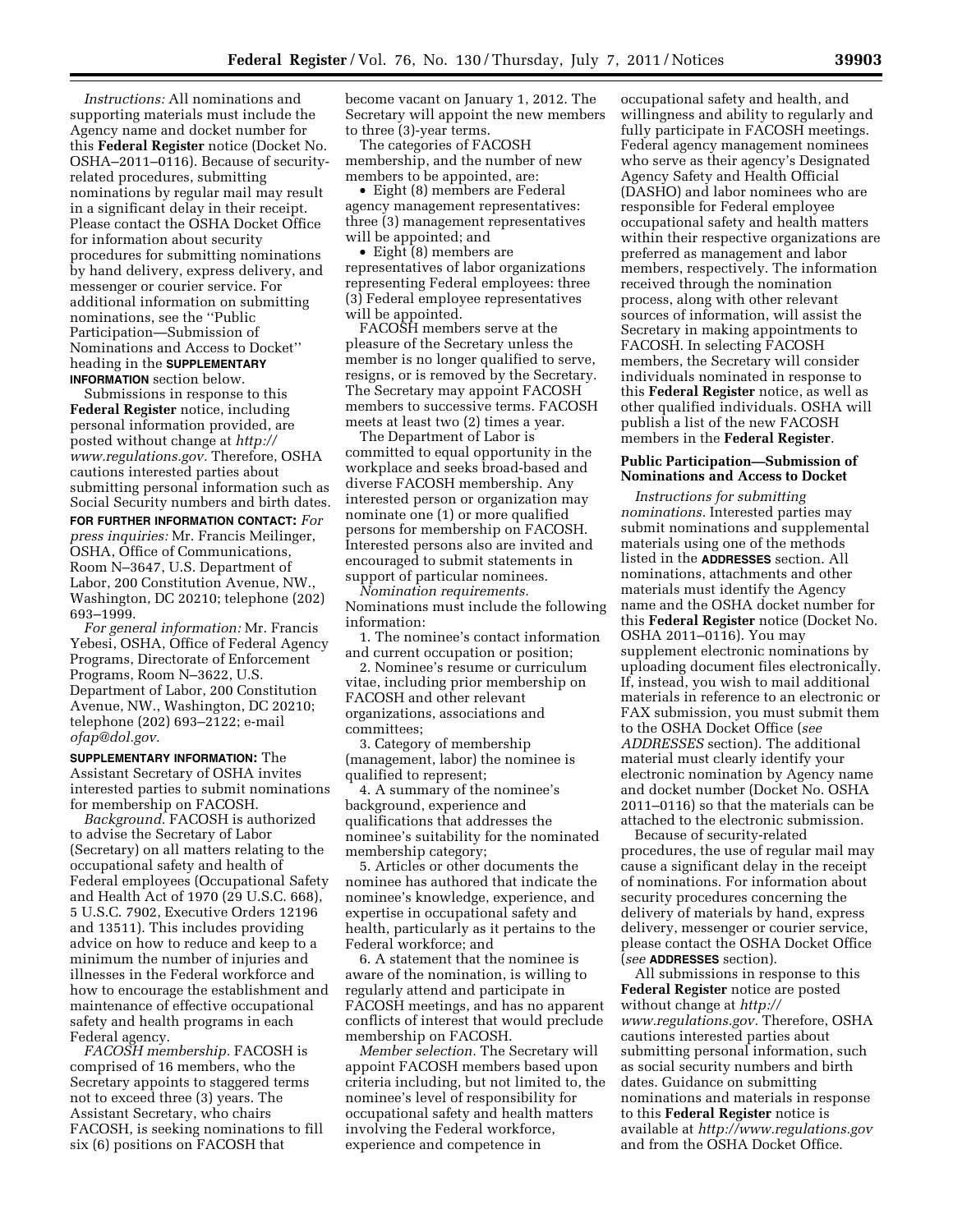*Instructions:* All nominations and supporting materials must include the Agency name and docket number for this **Federal Register** notice (Docket No. OSHA–2011–0116). Because of security-related procedures, submitting nominations by regular mail may result in a significant delay in their receipt. Please contact the OSHA Docket Office for information about security procedures for submitting nominations by hand delivery, express delivery, and messenger or courier service. For additional information on submitting nominations, see the ''Public Participation—Submission of Nominations and Access to Docket'' heading in the **SUPPLEMENTARY INFORMATION** section below.

Submissions in response to this **Federal Register** notice, including personal information provided, are posted without change at *http://www.regulations.gov.* Therefore, OSHA cautions interested parties about submitting personal information such as Social Security numbers and birth dates.

**FOR FURTHER INFORMATION CONTACT:** *For press inquiries:* Mr. Francis Meilinger, OSHA, Office of Communications, Room N–3647, U.S. Department of Labor, 200 Constitution Avenue, NW., Washington, DC 20210; telephone (202) 693–1999.

*For general information:* Mr. Francis Yebesi, OSHA, Office of Federal Agency Programs, Directorate of Enforcement Programs, Room N–3622, U.S. Department of Labor, 200 Constitution Avenue, NW., Washington, DC 20210; telephone (202) 693–2122; e-mail *ofap@dol.gov.*

**SUPPLEMENTARY INFORMATION:** The Assistant Secretary of OSHA invites interested parties to submit nominations for membership on FACOSH.

*Background.* FACOSH is authorized to advise the Secretary of Labor (Secretary) on all matters relating to the occupational safety and health of Federal employees (Occupational Safety and Health Act of 1970 (29 U.S.C. 668), 5 U.S.C. 7902, Executive Orders 12196 and 13511). This includes providing advice on how to reduce and keep to a minimum the number of injuries and illnesses in the Federal workforce and how to encourage the establishment and maintenance of effective occupational safety and health programs in each Federal agency.

*FACOSH membership.* FACOSH is comprised of 16 members, who the Secretary appoints to staggered terms not to exceed three (3) years. The Assistant Secretary, who chairs FACOSH, is seeking nominations to fill six (6) positions on FACOSH that become vacant on January 1, 2012. The Secretary will appoint the new members to three (3)-year terms.

The categories of FACOSH membership, and the number of new members to be appointed, are:

- Eight (8) members are Federal agency management representatives: three (3) management representatives will be appointed; and
- Eight (8) members are representatives of labor organizations representing Federal employees: three (3) Federal employee representatives will be appointed.

FACOSH members serve at the pleasure of the Secretary unless the member is no longer qualified to serve, resigns, or is removed by the Secretary. The Secretary may appoint FACOSH members to successive terms. FACOSH meets at least two (2) times a year.

The Department of Labor is committed to equal opportunity in the workplace and seeks broad-based and diverse FACOSH membership. Any interested person or organization may nominate one (1) or more qualified persons for membership on FACOSH. Interested persons also are invited and encouraged to submit statements in support of particular nominees.

*Nomination requirements.* Nominations must include the following information:

1. The nominee's contact information and current occupation or position;
2. Nominee's resume or curriculum vitae, including prior membership on FACOSH and other relevant organizations, associations and committees;
3. Category of membership (management, labor) the nominee is qualified to represent;
4. A summary of the nominee's background, experience and qualifications that addresses the nominee's suitability for the nominated membership category;
5. Articles or other documents the nominee has authored that indicate the nominee's knowledge, experience, and expertise in occupational safety and health, particularly as it pertains to the Federal workforce; and
6. A statement that the nominee is aware of the nomination, is willing to regularly attend and participate in FACOSH meetings, and has no apparent conflicts of interest that would preclude membership on FACOSH.

*Member selection.* The Secretary will appoint FACOSH members based upon criteria including, but not limited to, the nominee's level of responsibility for occupational safety and health matters involving the Federal workforce, experience and competence in occupational safety and health, and willingness and ability to regularly and fully participate in FACOSH meetings. Federal agency management nominees who serve as their agency's Designated Agency Safety and Health Official (DASHO) and labor nominees who are responsible for Federal employee occupational safety and health matters within their respective organizations are preferred as management and labor members, respectively. The information received through the nomination process, along with other relevant sources of information, will assist the Secretary in making appointments to FACOSH. In selecting FACOSH members, the Secretary will consider individuals nominated in response to this **Federal Register** notice, as well as other qualified individuals. OSHA will publish a list of the new FACOSH members in the **Federal Register**.

## Public Participation—Submission of Nominations and Access to Docket

*Instructions for submitting nominations.* Interested parties may submit nominations and supplemental materials using one of the methods listed in the **ADDRESSES** section. All nominations, attachments and other materials must identify the Agency name and the OSHA docket number for this **Federal Register** notice (Docket No. OSHA 2011–0116). You may supplement electronic nominations by uploading document files electronically. If, instead, you wish to mail additional materials in reference to an electronic or FAX submission, you must submit them to the OSHA Docket Office (*see ADDRESSES* section). The additional material must clearly identify your electronic nomination by Agency name and docket number (Docket No. OSHA 2011–0116) so that the materials can be attached to the electronic submission.

Because of security-related procedures, the use of regular mail may cause a significant delay in the receipt of nominations. For information about security procedures concerning the delivery of materials by hand, express delivery, messenger or courier service, please contact the OSHA Docket Office (*see* **ADDRESSES** section).

All submissions in response to this **Federal Register** notice are posted without change at *http://www.regulations.gov.* Therefore, OSHA cautions interested parties about submitting personal information, such as social security numbers and birth dates. Guidance on submitting nominations and materials in response to this **Federal Register** notice is available at *http://www.regulations.gov* and from the OSHA Docket Office.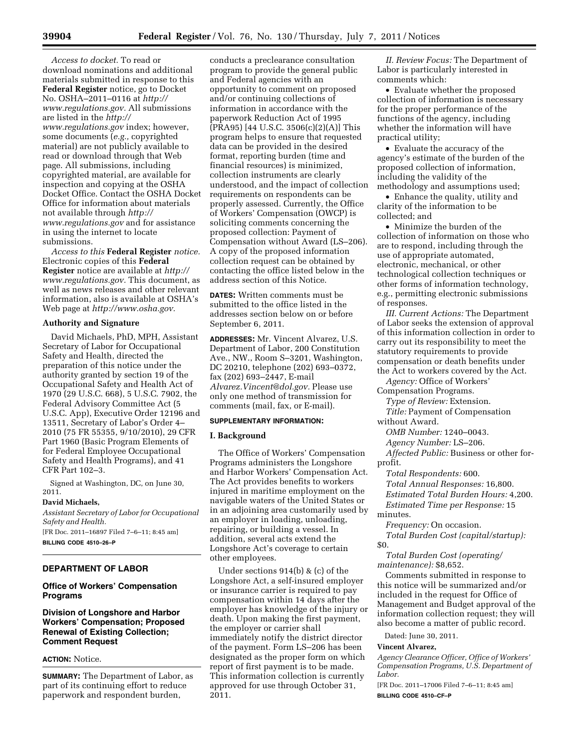*Access to docket.* To read or download nominations and additional materials submitted in response to this **Federal Register** notice, go to Docket No. OSHA–2011–0116 at *http://www.regulations.gov.* All submissions are listed in the *http://www.regulations.gov* index; however, some documents (*e.g.,* copyrighted material) are not publicly available to read or download through that Web page. All submissions, including copyrighted material, are available for inspection and copying at the OSHA Docket Office. Contact the OSHA Docket Office for information about materials not available through *http://www.regulations.gov* and for assistance in using the internet to locate submissions.

*Access to this* **Federal Register** *notice.* Electronic copies of this **Federal Register** notice are available at *http://www.regulations.gov.* This document, as well as news releases and other relevant information, also is available at OSHA's Web page at *http://www.osha.gov.*

### Authority and Signature

David Michaels, PhD, MPH, Assistant Secretary of Labor for Occupational Safety and Health, directed the preparation of this notice under the authority granted by section 19 of the Occupational Safety and Health Act of 1970 (29 U.S.C. 668), 5 U.S.C. 7902, the Federal Advisory Committee Act (5 U.S.C. App), Executive Order 12196 and 13511, Secretary of Labor's Order 4–2010 (75 FR 55355, 9/10/2010), 29 CFR Part 1960 (Basic Program Elements of for Federal Employee Occupational Safety and Health Programs), and 41 CFR Part 102–3.

Signed at Washington, DC, on June 30, 2011.

**David Michaels,**

*Assistant Secretary of Labor for Occupational Safety and Health.*

[FR Doc. 2011–16897 Filed 7–6–11; 8:45 am]

**BILLING CODE 4510–26–P**

## DEPARTMENT OF LABOR

### Office of Workers' Compensation Programs

### Division of Longshore and Harbor Workers' Compensation; Proposed Renewal of Existing Collection; Comment Request

**ACTION:** Notice.

**SUMMARY:** The Department of Labor, as part of its continuing effort to reduce paperwork and respondent burden, conducts a preclearance consultation program to provide the general public and Federal agencies with an opportunity to comment on proposed and/or continuing collections of information in accordance with the paperwork Reduction Act of 1995 (PRA95) [44 U.S.C. 3506(c)(2)(A)] This program helps to ensure that requested data can be provided in the desired format, reporting burden (time and financial resources) is minimized, collection instruments are clearly understood, and the impact of collection requirements on respondents can be properly assessed. Currently, the Office of Workers' Compensation (OWCP) is soliciting comments concerning the proposed collection: Payment of Compensation without Award (LS–206). A copy of the proposed information collection request can be obtained by contacting the office listed below in the address section of this Notice.

**DATES:** Written comments must be submitted to the office listed in the addresses section below on or before September 6, 2011.

**ADDRESSES:** Mr. Vincent Alvarez, U.S. Department of Labor, 200 Constitution Ave., NW., Room S–3201, Washington, DC 20210, telephone (202) 693–0372, fax (202) 693–2447, E-mail *Alvarez.Vincent@dol.gov.* Please use only one method of transmission for comments (mail, fax, or E-mail).

**SUPPLEMENTARY INFORMATION:**

### I. Background

The Office of Workers' Compensation Programs administers the Longshore and Harbor Workers' Compensation Act. The Act provides benefits to workers injured in maritime employment on the navigable waters of the United States or in an adjoining area customarily used by an employer in loading, unloading, repairing, or building a vessel. In addition, several acts extend the Longshore Act's coverage to certain other employees.

Under sections 914(b) & (c) of the Longshore Act, a self-insured employer or insurance carrier is required to pay compensation within 14 days after the employer has knowledge of the injury or death. Upon making the first payment, the employer or carrier shall immediately notify the district director of the payment. Form LS–206 has been designated as the proper form on which report of first payment is to be made. This information collection is currently approved for use through October 31, 2011.

*II. Review Focus:* The Department of Labor is particularly interested in comments which:

- Evaluate whether the proposed collection of information is necessary for the proper performance of the functions of the agency, including whether the information will have practical utility;
- Evaluate the accuracy of the agency's estimate of the burden of the proposed collection of information, including the validity of the methodology and assumptions used;
- Enhance the quality, utility and clarity of the information to be collected; and
- Minimize the burden of the collection of information on those who are to respond, including through the use of appropriate automated, electronic, mechanical, or other technological collection techniques or other forms of information technology, e.g., permitting electronic submissions of responses.

*III. Current Actions:* The Department of Labor seeks the extension of approval of this information collection in order to carry out its responsibility to meet the statutory requirements to provide compensation or death benefits under the Act to workers covered by the Act.

*Agency:* Office of Workers' Compensation Programs.

*Type of Review:* Extension.

*Title:* Payment of Compensation without Award.

*OMB Number:* 1240–0043.

*Agency Number:* LS–206.

*Affected Public:* Business or other for-profit.

*Total Respondents:* 600.

*Total Annual Responses:* 16,800.

*Estimated Total Burden Hours:* 4,200.

*Estimated Time per Response:* 15 minutes.

*Frequency:* On occasion.

*Total Burden Cost (capital/startup):* $0.

*Total Burden Cost (operating/maintenance):* $8,652.

Comments submitted in response to this notice will be summarized and/or included in the request for Office of Management and Budget approval of the information collection request; they will also become a matter of public record.

Dated: June 30, 2011.

**Vincent Alvarez,**

*Agency Clearance Officer, Office of Workers' Compensation Programs, U.S. Department of Labor.*

[FR Doc. 2011–17006 Filed 7–6–11; 8:45 am]

**BILLING CODE 4510–CF–P**